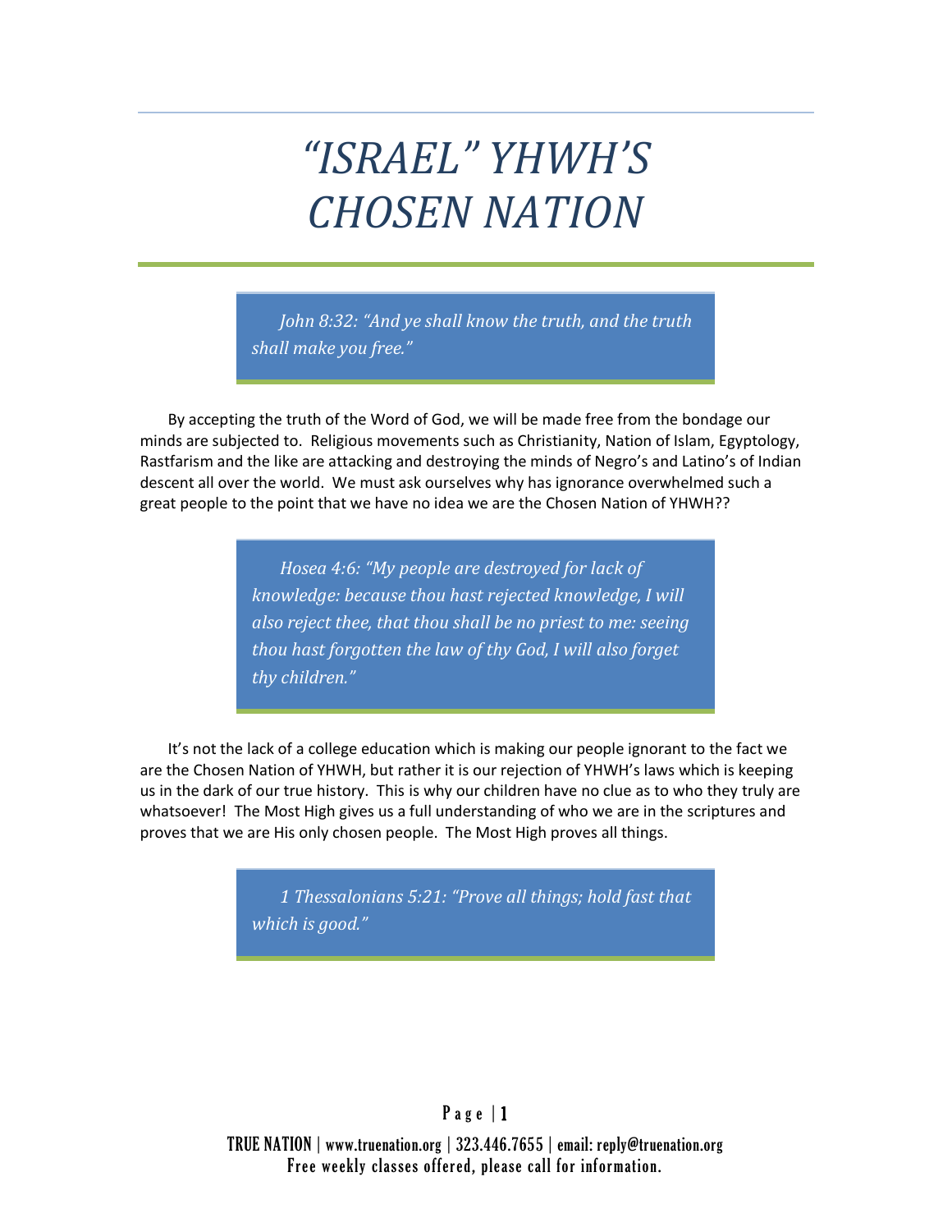# *"ISRAEL" YHWH'S CHOSEN NATION*

> *John 8:32: "And ye shall know the truth, and the truth shall make you free."*

By accepting the truth of the Word of God, we will be made free from the bondage our minds are subjected to. Religious movements such as Christianity, Nation of Islam, Egyptology, Rastfarism and the like are attacking and destroying the minds of Negro's and Latino's of Indian descent all over the world. We must ask ourselves why has ignorance overwhelmed such a great people to the point that we have no idea we are the Chosen Nation of YHWH??

> *Hosea 4:6: "My people are destroyed for lack of knowledge: because thou hast rejected knowledge, I will also reject thee, that thou shall be no priest to me: seeing thou hast forgotten the law of thy God, I will also forget thy children."*

It's not the lack of a college education which is making our people ignorant to the fact we are the Chosen Nation of YHWH, but rather it is our rejection of YHWH's laws which is keeping us in the dark of our true history. This is why our children have no clue as to who they truly are whatsoever! The Most High gives us a full understanding of who we are in the scriptures and proves that we are His only chosen people. The Most High proves all things.

> *1 Thessalonians 5:21: "Prove all things; hold fast that which is good."*

TRUE NATION | www.truenation.org | 323.446.7655 | email: reply@truenation.org
Free weekly classes offered, please call for information.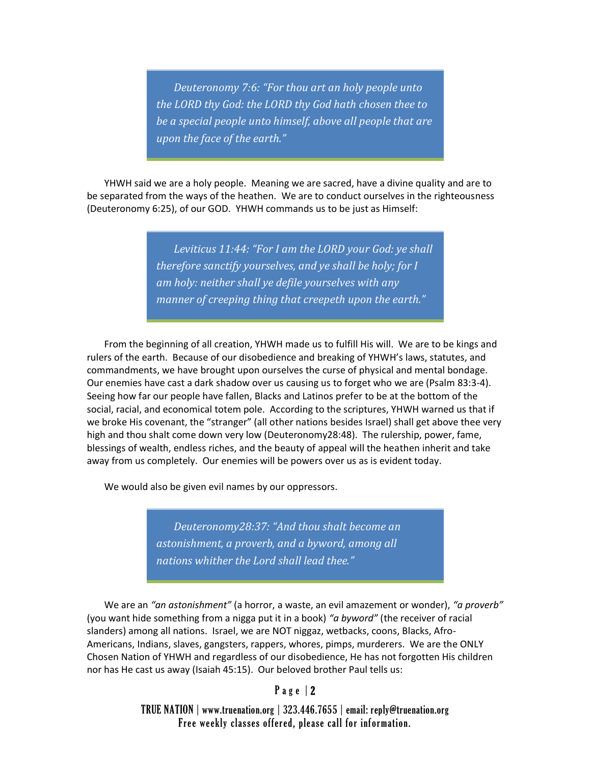> *Deuteronomy 7:6: "For thou art an holy people unto the LORD thy God: the LORD thy God hath chosen thee to be a special people unto himself, above all people that are upon the face of the earth."*

YHWH said we are a holy people. Meaning we are sacred, have a divine quality and are to be separated from the ways of the heathen. We are to conduct ourselves in the righteousness (Deuteronomy 6:25), of our GOD. YHWH commands us to be just as Himself:

> *Leviticus 11:44: "For I am the LORD your God: ye shall therefore sanctify yourselves, and ye shall be holy; for I am holy: neither shall ye defile yourselves with any manner of creeping thing that creepeth upon the earth."*

From the beginning of all creation, YHWH made us to fulfill His will. We are to be kings and rulers of the earth. Because of our disobedience and breaking of YHWH's laws, statutes, and commandments, we have brought upon ourselves the curse of physical and mental bondage. Our enemies have cast a dark shadow over us causing us to forget who we are (Psalm 83:3-4). Seeing how far our people have fallen, Blacks and Latinos prefer to be at the bottom of the social, racial, and economical totem pole. According to the scriptures, YHWH warned us that if we broke His covenant, the "stranger" (all other nations besides Israel) shall get above thee very high and thou shalt come down very low (Deuteronomy28:48). The rulership, power, fame, blessings of wealth, endless riches, and the beauty of appeal will the heathen inherit and take away from us completely. Our enemies will be powers over us as is evident today.

We would also be given evil names by our oppressors.

> *Deuteronomy28:37: "And thou shalt become an astonishment, a proverb, and a byword, among all nations whither the Lord shall lead thee."*

We are an *"an astonishment"* (a horror, a waste, an evil amazement or wonder), *"a proverb"* (you want hide something from a nigga put it in a book) *"a byword"* (the receiver of racial slanders) among all nations. Israel, we are NOT niggaz, wetbacks, coons, Blacks, Afro-Americans, Indians, slaves, gangsters, rappers, whores, pimps, murderers. We are the ONLY Chosen Nation of YHWH and regardless of our disobedience, He has not forgotten His children nor has He cast us away (Isaiah 45:15). Our beloved brother Paul tells us:

TRUE NATION | www.truenation.org | 323.446.7655 | email: reply@truenation.org
Free weekly classes offered, please call for information.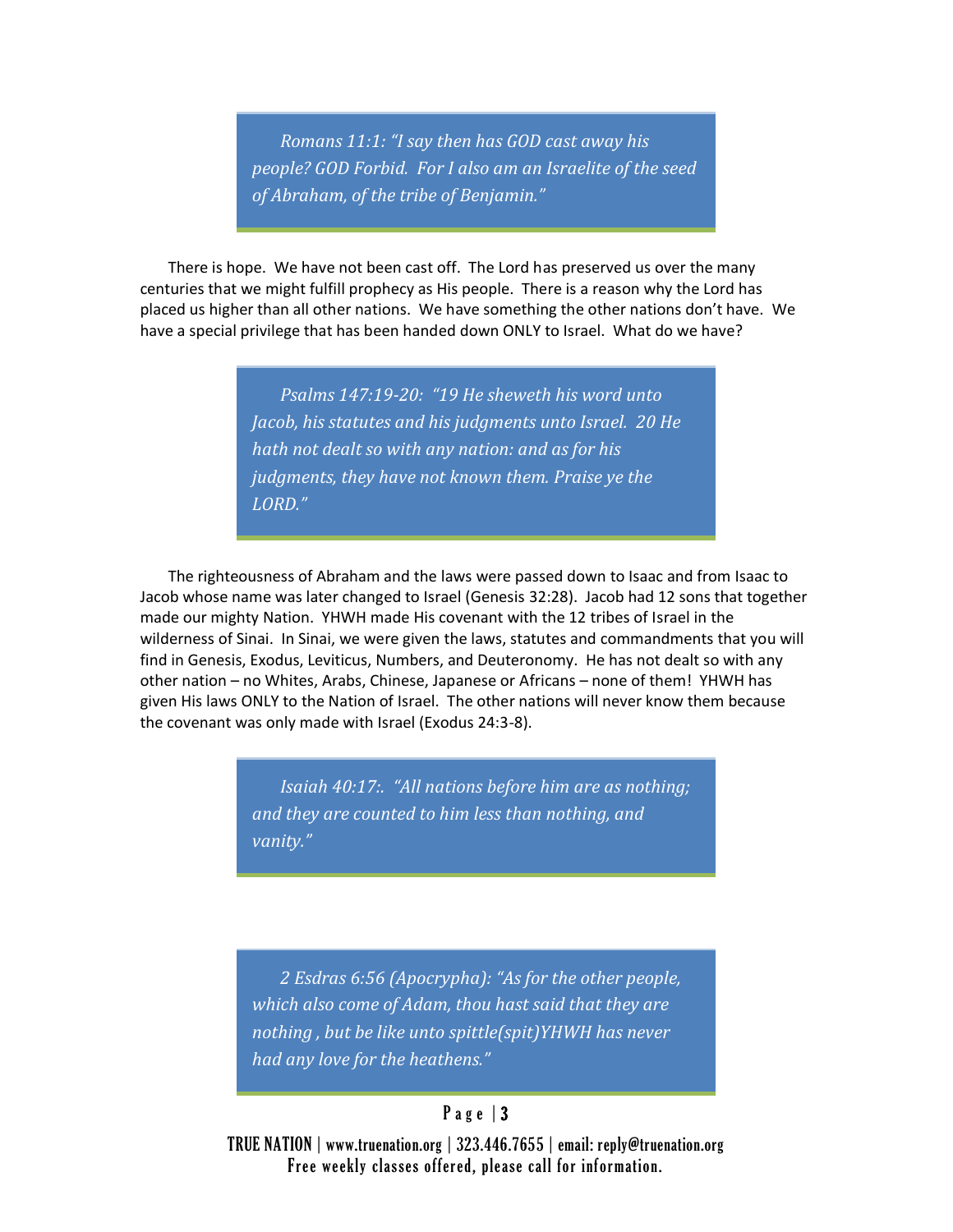> *Romans 11:1: "I say then has GOD cast away his people? GOD Forbid. For I also am an Israelite of the seed of Abraham, of the tribe of Benjamin."*

There is hope. We have not been cast off. The Lord has preserved us over the many centuries that we might fulfill prophecy as His people. There is a reason why the Lord has placed us higher than all other nations. We have something the other nations don't have. We have a special privilege that has been handed down ONLY to Israel. What do we have?

> *Psalms 147:19-20: "19 He sheweth his word unto Jacob, his statutes and his judgments unto Israel. 20 He hath not dealt so with any nation: and as for his judgments, they have not known them. Praise ye the LORD."*

The righteousness of Abraham and the laws were passed down to Isaac and from Isaac to Jacob whose name was later changed to Israel (Genesis 32:28). Jacob had 12 sons that together made our mighty Nation. YHWH made His covenant with the 12 tribes of Israel in the wilderness of Sinai. In Sinai, we were given the laws, statutes and commandments that you will find in Genesis, Exodus, Leviticus, Numbers, and Deuteronomy. He has not dealt so with any other nation – no Whites, Arabs, Chinese, Japanese or Africans – none of them! YHWH has given His laws ONLY to the Nation of Israel. The other nations will never know them because the covenant was only made with Israel (Exodus 24:3-8).

> *Isaiah 40:17:. "All nations before him are as nothing; and they are counted to him less than nothing, and vanity."*

> *2 Esdras 6:56 (Apocrypha): "As for the other people, which also come of Adam, thou hast said that they are nothing , but be like unto spittle(spit)YHWH has never had any love for the heathens."*

TRUE NATION | www.truenation.org | 323.446.7655 | email: reply@truenation.org
Free weekly classes offered, please call for information.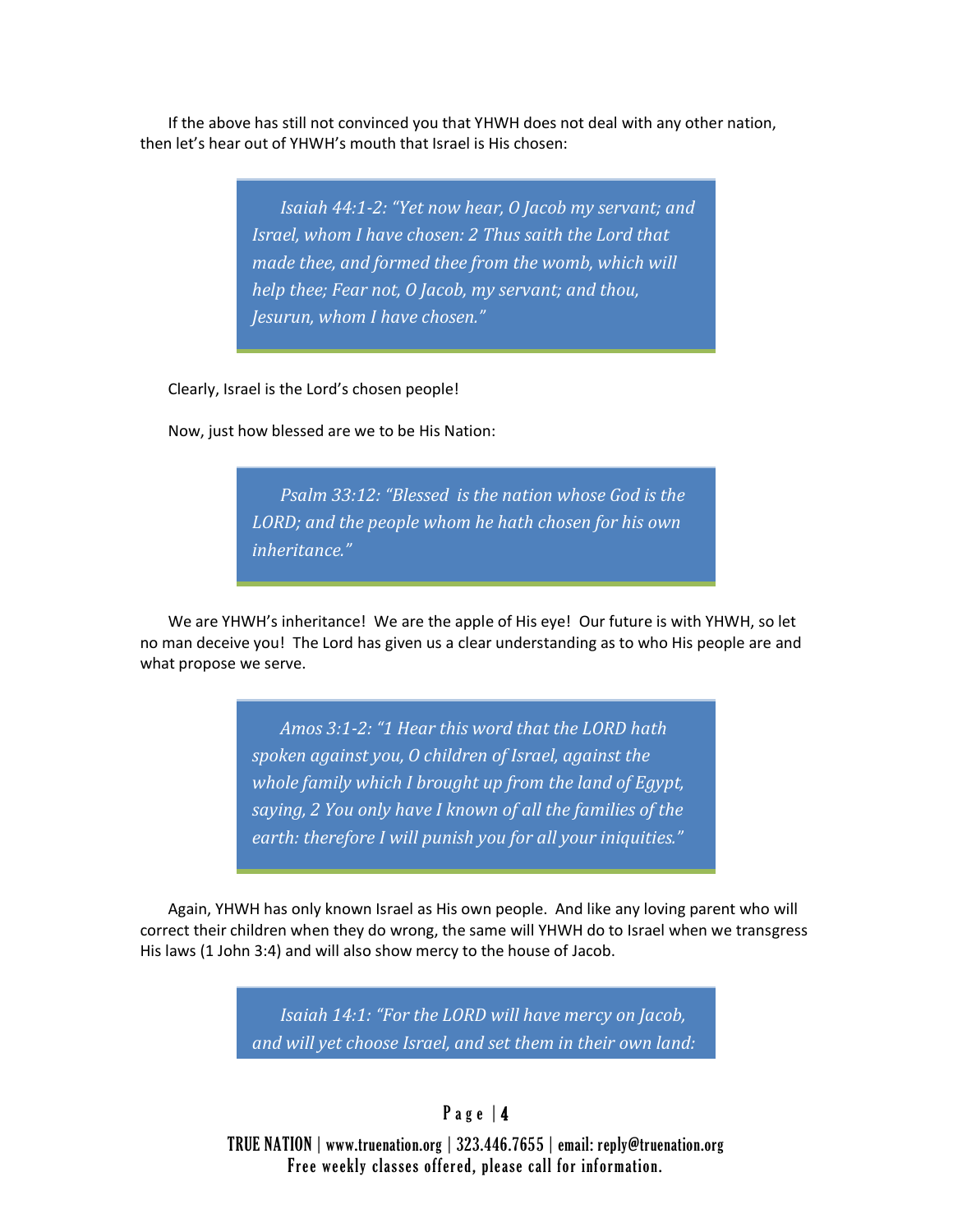If the above has still not convinced you that YHWH does not deal with any other nation, then let's hear out of YHWH's mouth that Israel is His chosen:

> *Isaiah 44:1-2: "Yet now hear, O Jacob my servant; and Israel, whom I have chosen: 2 Thus saith the Lord that made thee, and formed thee from the womb, which will help thee; Fear not, O Jacob, my servant; and thou, Jesurun, whom I have chosen."*

Clearly, Israel is the Lord's chosen people!

Now, just how blessed are we to be His Nation:

> *Psalm 33:12: "Blessed is the nation whose God is the LORD; and the people whom he hath chosen for his own inheritance."*

We are YHWH's inheritance! We are the apple of His eye! Our future is with YHWH, so let no man deceive you! The Lord has given us a clear understanding as to who His people are and what propose we serve.

> *Amos 3:1-2: "1 Hear this word that the LORD hath spoken against you, O children of Israel, against the whole family which I brought up from the land of Egypt, saying, 2 You only have I known of all the families of the earth: therefore I will punish you for all your iniquities."*

Again, YHWH has only known Israel as His own people. And like any loving parent who will correct their children when they do wrong, the same will YHWH do to Israel when we transgress His laws (1 John 3:4) and will also show mercy to the house of Jacob.

> *Isaiah 14:1: "For the LORD will have mercy on Jacob, and will yet choose Israel, and set them in their own land:*

TRUE NATION | www.truenation.org | 323.446.7655 | email: reply@truenation.org
Free weekly classes offered, please call for information.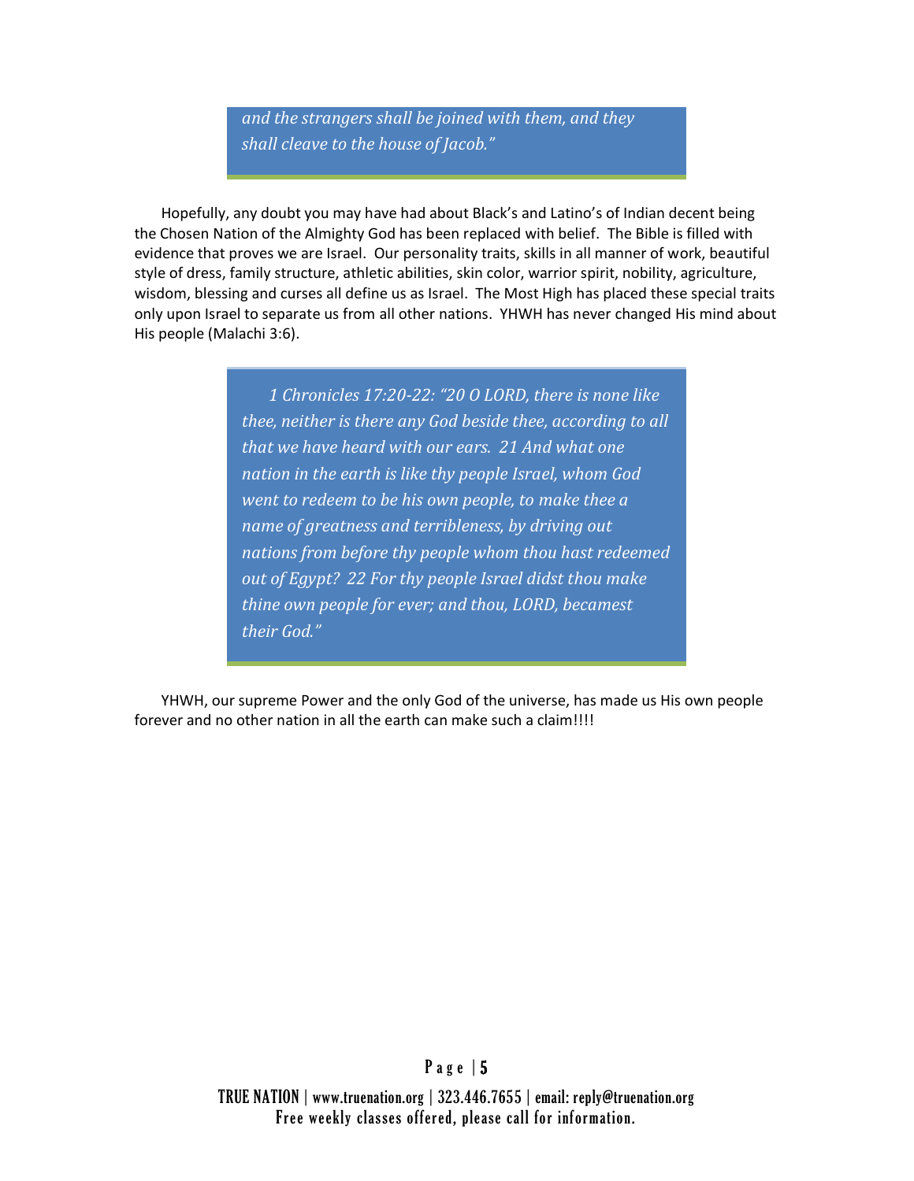> *and the strangers shall be joined with them, and they shall cleave to the house of Jacob."*

Hopefully, any doubt you may have had about Black's and Latino's of Indian decent being the Chosen Nation of the Almighty God has been replaced with belief. The Bible is filled with evidence that proves we are Israel. Our personality traits, skills in all manner of work, beautiful style of dress, family structure, athletic abilities, skin color, warrior spirit, nobility, agriculture, wisdom, blessing and curses all define us as Israel. The Most High has placed these special traits only upon Israel to separate us from all other nations. YHWH has never changed His mind about His people (Malachi 3:6).

> *1 Chronicles 17:20-22: "20 O LORD, there is none like thee, neither is there any God beside thee, according to all that we have heard with our ears. 21 And what one nation in the earth is like thy people Israel, whom God went to redeem to be his own people, to make thee a name of greatness and terribleness, by driving out nations from before thy people whom thou hast redeemed out of Egypt? 22 For thy people Israel didst thou make thine own people for ever; and thou, LORD, becamest their God."*

YHWH, our supreme Power and the only God of the universe, has made us His own people forever and no other nation in all the earth can make such a claim!!!!